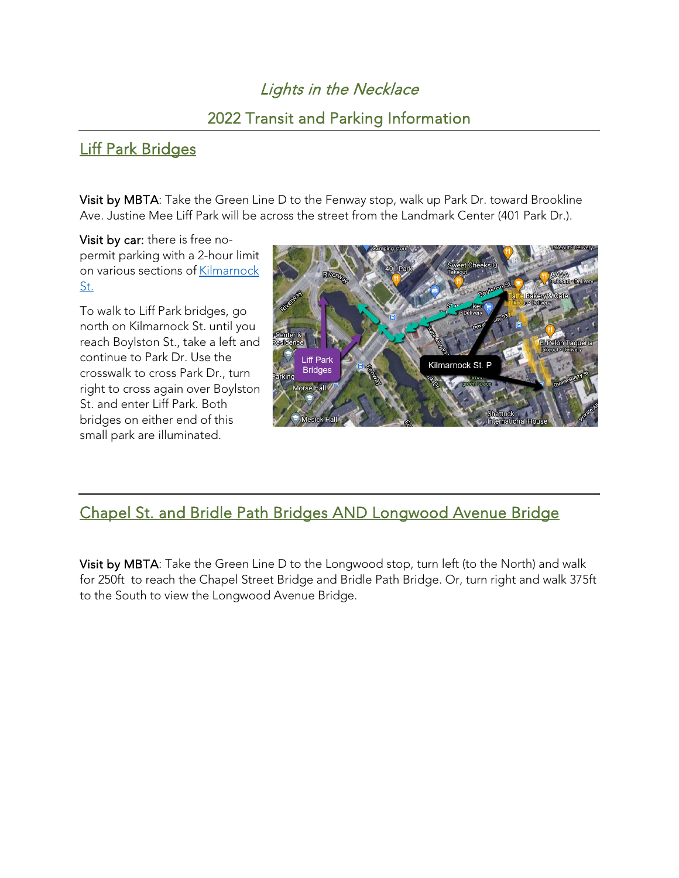# *Lights in the Necklace*

## 2022 Transit and Parking Information

## Liff Park Bridges

**Visit by MBTA**: Take the Green Line D to the Fenway stop, walk up Park Dr. toward Brookline Ave. Justine Mee Liff Park will be across the street from the Landmark Center (401 Park Dr.).

**Visit by car:** there is free no-permit parking with a 2-hour limit on various sections of Kilmarnock St.

To walk to Liff Park bridges, go north on Kilmarnock St. until you reach Boylston St., take a left and continue to Park Dr. Use the crosswalk to cross Park Dr., turn right to cross again over Boylston St. and enter Liff Park. Both bridges on either end of this small park are illuminated.

## Chapel St. and Bridle Path Bridges AND Longwood Avenue Bridge

**Visit by MBTA**: Take the Green Line D to the Longwood stop, turn left (to the North) and walk for 250ft to reach the Chapel Street Bridge and Bridle Path Bridge. Or, turn right and walk 375ft to the South to view the Longwood Avenue Bridge.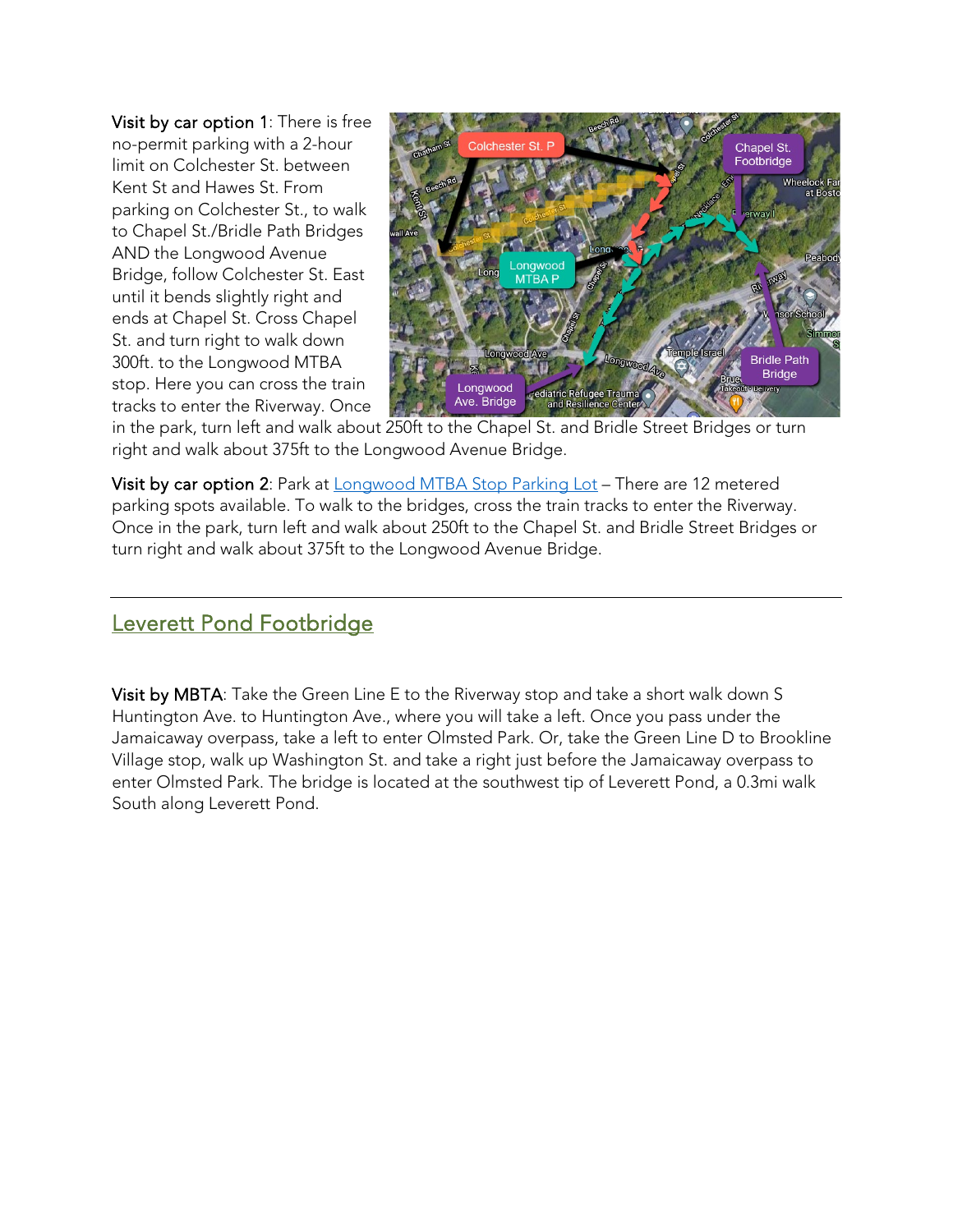**Visit by car option 1**: There is free no-permit parking with a 2-hour limit on Colchester St. between Kent St and Hawes St. From parking on Colchester St., to walk to Chapel St./Bridle Path Bridges AND the Longwood Avenue Bridge, follow Colchester St. East until it bends slightly right and ends at Chapel St. Cross Chapel St. and turn right to walk down 300ft. to the Longwood MTBA stop. Here you can cross the train tracks to enter the Riverway. Once in the park, turn left and walk about 250ft to the Chapel St. and Bridle Street Bridges or turn right and walk about 375ft to the Longwood Avenue Bridge.

**Visit by car option 2**: Park at [Longwood MTBA Stop Parking Lot]() – There are 12 metered parking spots available. To walk to the bridges, cross the train tracks to enter the Riverway. Once in the park, turn left and walk about 250ft to the Chapel St. and Bridle Street Bridges or turn right and walk about 375ft to the Longwood Avenue Bridge.

---

## Leverett Pond Footbridge

**Visit by MBTA**: Take the Green Line E to the Riverway stop and take a short walk down S Huntington Ave. to Huntington Ave., where you will take a left. Once you pass under the Jamaicaway overpass, take a left to enter Olmsted Park. Or, take the Green Line D to Brookline Village stop, walk up Washington St. and take a right just before the Jamaicaway overpass to enter Olmsted Park. The bridge is located at the southwest tip of Leverett Pond, a 0.3mi walk South along Leverett Pond.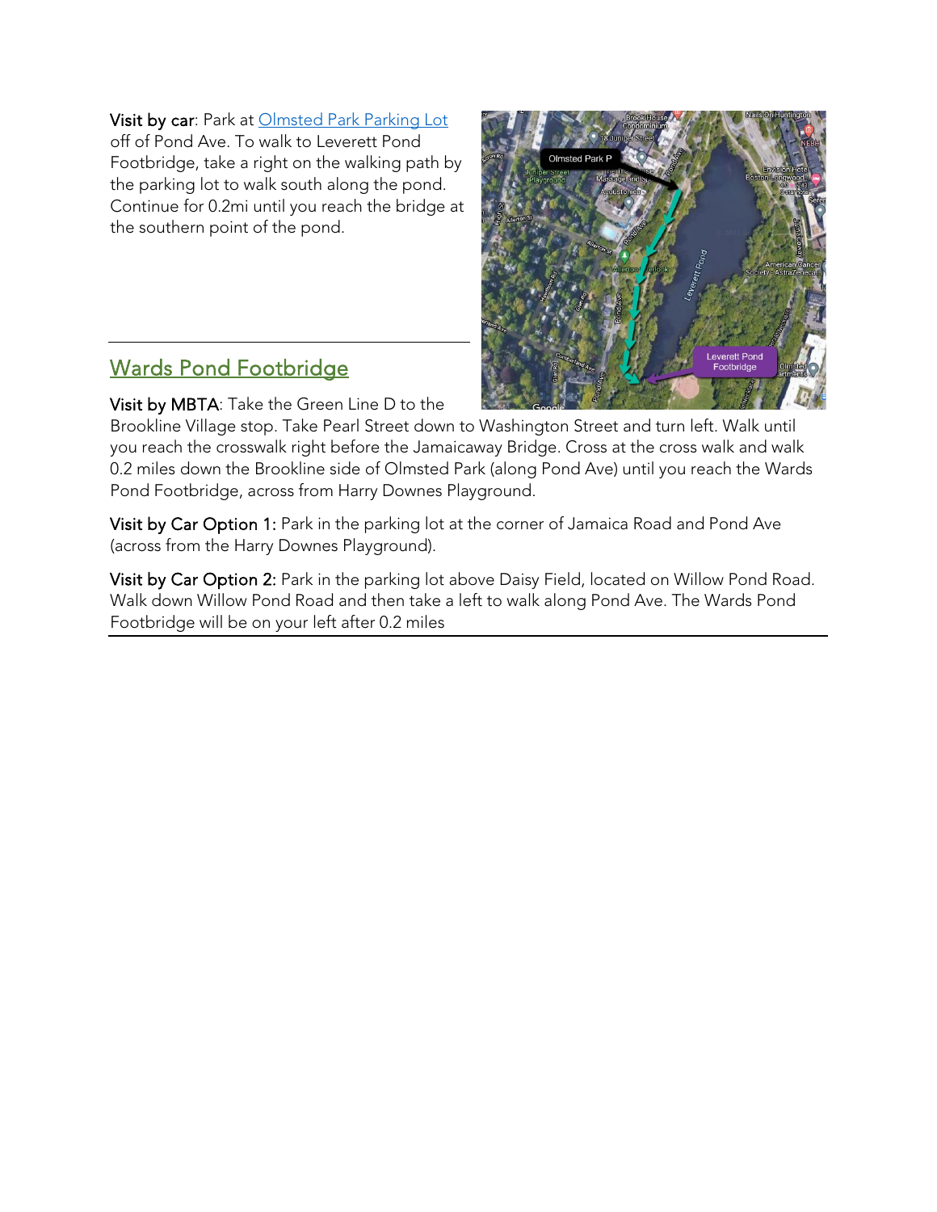**Visit by car**: Park at [Olmsted Park Parking Lot] off of Pond Ave. To walk to Leverett Pond Footbridge, take a right on the walking path by the parking lot to walk south along the pond. Continue for 0.2mi until you reach the bridge at the southern point of the pond.

---

## Wards Pond Footbridge

**Visit by MBTA**: Take the Green Line D to the Brookline Village stop. Take Pearl Street down to Washington Street and turn left. Walk until you reach the crosswalk right before the Jamaicaway Bridge. Cross at the cross walk and walk 0.2 miles down the Brookline side of Olmsted Park (along Pond Ave) until you reach the Wards Pond Footbridge, across from Harry Downes Playground.

**Visit by Car Option 1:** Park in the parking lot at the corner of Jamaica Road and Pond Ave (across from the Harry Downes Playground).

**Visit by Car Option 2:** Park in the parking lot above Daisy Field, located on Willow Pond Road. Walk down Willow Pond Road and then take a left to walk along Pond Ave. The Wards Pond Footbridge will be on your left after 0.2 miles

---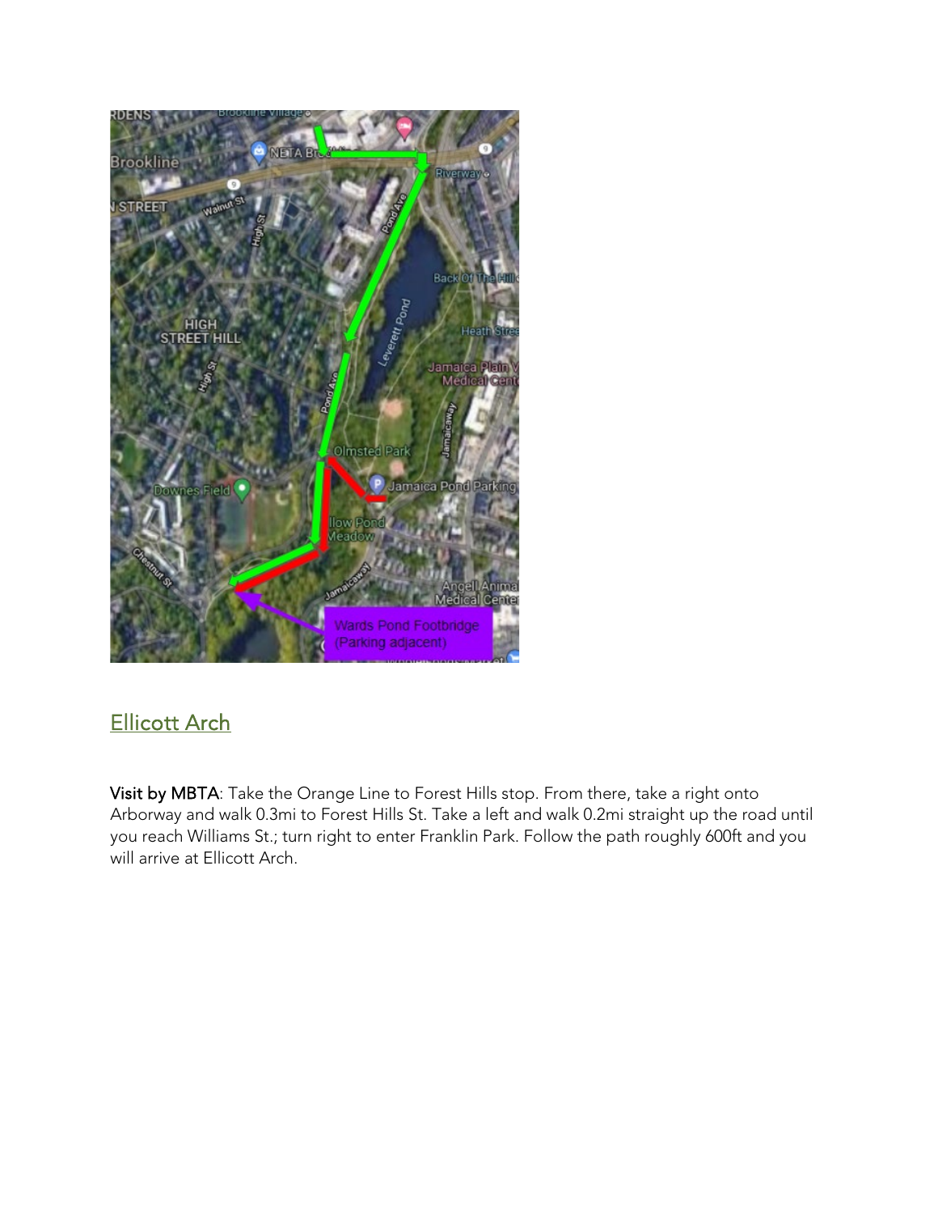## Ellicott Arch

**Visit by MBTA**: Take the Orange Line to Forest Hills stop. From there, take a right onto Arborway and walk 0.3mi to Forest Hills St. Take a left and walk 0.2mi straight up the road until you reach Williams St.; turn right to enter Franklin Park. Follow the path roughly 600ft and you will arrive at Ellicott Arch.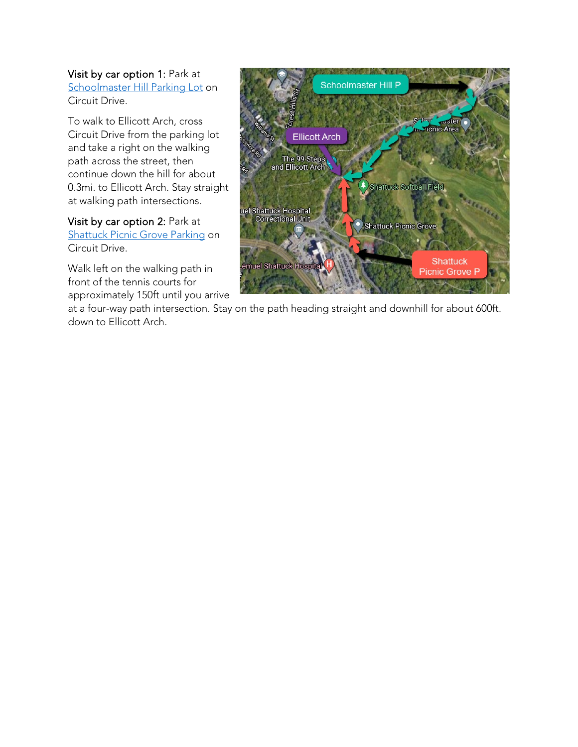**Visit by car option 1:** Park at [Schoolmaster Hill Parking Lot] on Circuit Drive.

To walk to Ellicott Arch, cross Circuit Drive from the parking lot and take a right on the walking path across the street, then continue down the hill for about 0.3mi. to Ellicott Arch. Stay straight at walking path intersections.

**Visit by car option 2:** Park at [Shattuck Picnic Grove Parking] on Circuit Drive.

Walk left on the walking path in front of the tennis courts for approximately 150ft until you arrive at a four-way path intersection. Stay on the path heading straight and downhill for about 600ft. down to Ellicott Arch.